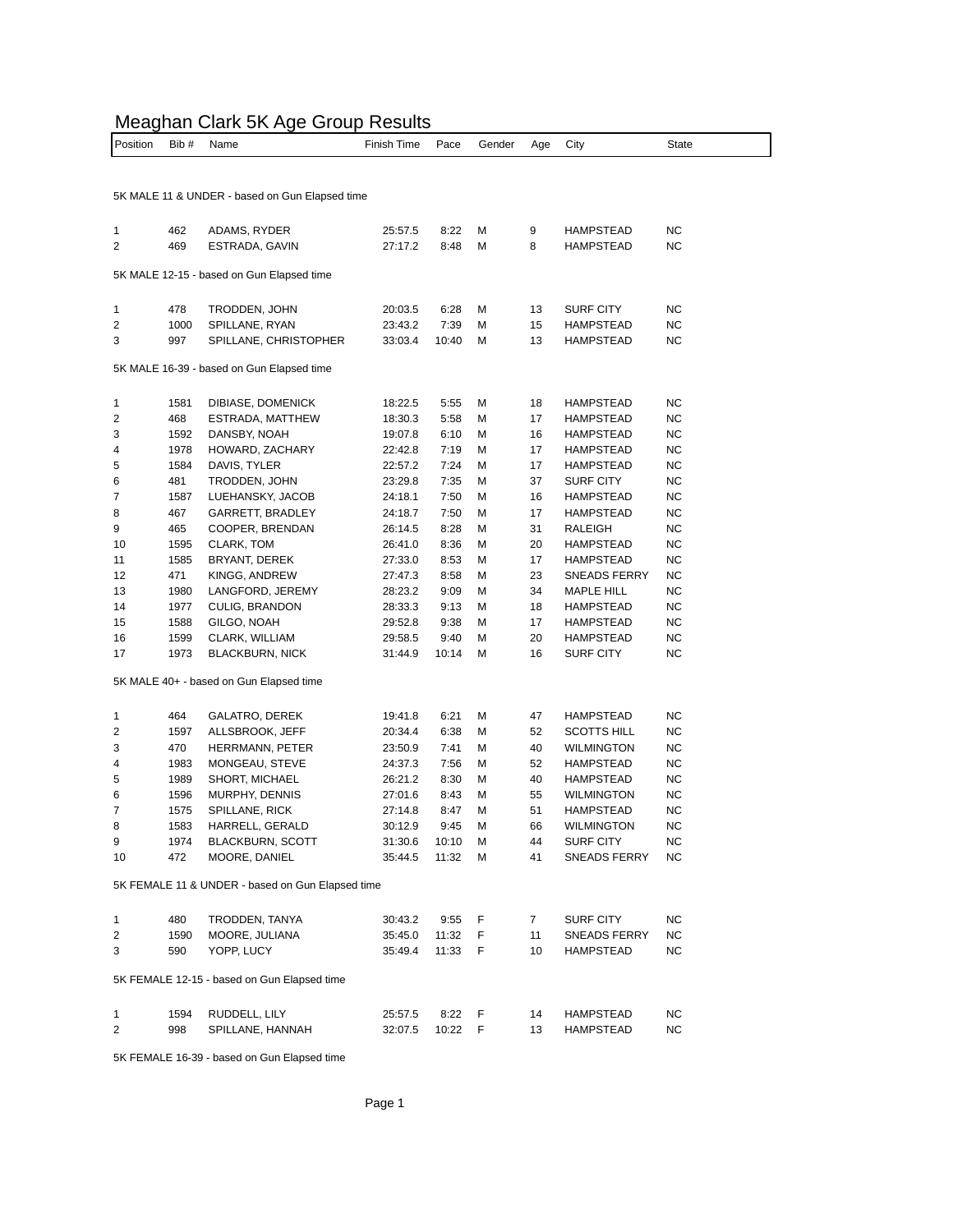# Meaghan Clark 5K Age Group Results

| Position | Bib # | Name | Finish Time | Pace | Gender | Age | City | State |
|---|---|---|---|---|---|---|---|---|

### 5K MALE 11 & UNDER - based on Gun Elapsed time

| Position | Bib # | Name | Finish Time | Pace | Gender | Age | City | State |
|---|---|---|---|---|---|---|---|---|
| 1 | 462 | ADAMS, RYDER | 25:57.5 | 8:22 | M | 9 | HAMPSTEAD | NC |
| 2 | 469 | ESTRADA, GAVIN | 27:17.2 | 8:48 | M | 8 | HAMPSTEAD | NC |

### 5K MALE 12-15 - based on Gun Elapsed time

| Position | Bib # | Name | Finish Time | Pace | Gender | Age | City | State |
|---|---|---|---|---|---|---|---|---|
| 1 | 478 | TRODDEN, JOHN | 20:03.5 | 6:28 | M | 13 | SURF CITY | NC |
| 2 | 1000 | SPILLANE, RYAN | 23:43.2 | 7:39 | M | 15 | HAMPSTEAD | NC |
| 3 | 997 | SPILLANE, CHRISTOPHER | 33:03.4 | 10:40 | M | 13 | HAMPSTEAD | NC |

### 5K MALE 16-39 - based on Gun Elapsed time

| Position | Bib # | Name | Finish Time | Pace | Gender | Age | City | State |
|---|---|---|---|---|---|---|---|---|
| 1 | 1581 | DIBIASE, DOMENICK | 18:22.5 | 5:55 | M | 18 | HAMPSTEAD | NC |
| 2 | 468 | ESTRADA, MATTHEW | 18:30.3 | 5:58 | M | 17 | HAMPSTEAD | NC |
| 3 | 1592 | DANSBY, NOAH | 19:07.8 | 6:10 | M | 16 | HAMPSTEAD | NC |
| 4 | 1978 | HOWARD, ZACHARY | 22:42.8 | 7:19 | M | 17 | HAMPSTEAD | NC |
| 5 | 1584 | DAVIS, TYLER | 22:57.2 | 7:24 | M | 17 | HAMPSTEAD | NC |
| 6 | 481 | TRODDEN, JOHN | 23:29.8 | 7:35 | M | 37 | SURF CITY | NC |
| 7 | 1587 | LUEHANSKY, JACOB | 24:18.1 | 7:50 | M | 16 | HAMPSTEAD | NC |
| 8 | 467 | GARRETT, BRADLEY | 24:18.7 | 7:50 | M | 17 | HAMPSTEAD | NC |
| 9 | 465 | COOPER, BRENDAN | 26:14.5 | 8:28 | M | 31 | RALEIGH | NC |
| 10 | 1595 | CLARK, TOM | 26:41.0 | 8:36 | M | 20 | HAMPSTEAD | NC |
| 11 | 1585 | BRYANT, DEREK | 27:33.0 | 8:53 | M | 17 | HAMPSTEAD | NC |
| 12 | 471 | KINGG, ANDREW | 27:47.3 | 8:58 | M | 23 | SNEADS FERRY | NC |
| 13 | 1980 | LANGFORD, JEREMY | 28:23.2 | 9:09 | M | 34 | MAPLE HILL | NC |
| 14 | 1977 | CULIG, BRANDON | 28:33.3 | 9:13 | M | 18 | HAMPSTEAD | NC |
| 15 | 1588 | GILGO, NOAH | 29:52.8 | 9:38 | M | 17 | HAMPSTEAD | NC |
| 16 | 1599 | CLARK, WILLIAM | 29:58.5 | 9:40 | M | 20 | HAMPSTEAD | NC |
| 17 | 1973 | BLACKBURN, NICK | 31:44.9 | 10:14 | M | 16 | SURF CITY | NC |

### 5K MALE 40+ - based on Gun Elapsed time

| Position | Bib # | Name | Finish Time | Pace | Gender | Age | City | State |
|---|---|---|---|---|---|---|---|---|
| 1 | 464 | GALATRO, DEREK | 19:41.8 | 6:21 | M | 47 | HAMPSTEAD | NC |
| 2 | 1597 | ALLSBROOK, JEFF | 20:34.4 | 6:38 | M | 52 | SCOTTS HILL | NC |
| 3 | 470 | HERRMANN, PETER | 23:50.9 | 7:41 | M | 40 | WILMINGTON | NC |
| 4 | 1983 | MONGEAU, STEVE | 24:37.3 | 7:56 | M | 52 | HAMPSTEAD | NC |
| 5 | 1989 | SHORT, MICHAEL | 26:21.2 | 8:30 | M | 40 | HAMPSTEAD | NC |
| 6 | 1596 | MURPHY, DENNIS | 27:01.6 | 8:43 | M | 55 | WILMINGTON | NC |
| 7 | 1575 | SPILLANE, RICK | 27:14.8 | 8:47 | M | 51 | HAMPSTEAD | NC |
| 8 | 1583 | HARRELL, GERALD | 30:12.9 | 9:45 | M | 66 | WILMINGTON | NC |
| 9 | 1974 | BLACKBURN, SCOTT | 31:30.6 | 10:10 | M | 44 | SURF CITY | NC |
| 10 | 472 | MOORE, DANIEL | 35:44.5 | 11:32 | M | 41 | SNEADS FERRY | NC |

### 5K FEMALE 11 & UNDER - based on Gun Elapsed time

| Position | Bib # | Name | Finish Time | Pace | Gender | Age | City | State |
|---|---|---|---|---|---|---|---|---|
| 1 | 480 | TRODDEN, TANYA | 30:43.2 | 9:55 | F | 7 | SURF CITY | NC |
| 2 | 1590 | MOORE, JULIANA | 35:45.0 | 11:32 | F | 11 | SNEADS FERRY | NC |
| 3 | 590 | YOPP, LUCY | 35:49.4 | 11:33 | F | 10 | HAMPSTEAD | NC |

### 5K FEMALE 12-15 - based on Gun Elapsed time

| Position | Bib # | Name | Finish Time | Pace | Gender | Age | City | State |
|---|---|---|---|---|---|---|---|---|
| 1 | 1594 | RUDDELL, LILY | 25:57.5 | 8:22 | F | 14 | HAMPSTEAD | NC |
| 2 | 998 | SPILLANE, HANNAH | 32:07.5 | 10:22 | F | 13 | HAMPSTEAD | NC |

### 5K FEMALE 16-39 - based on Gun Elapsed time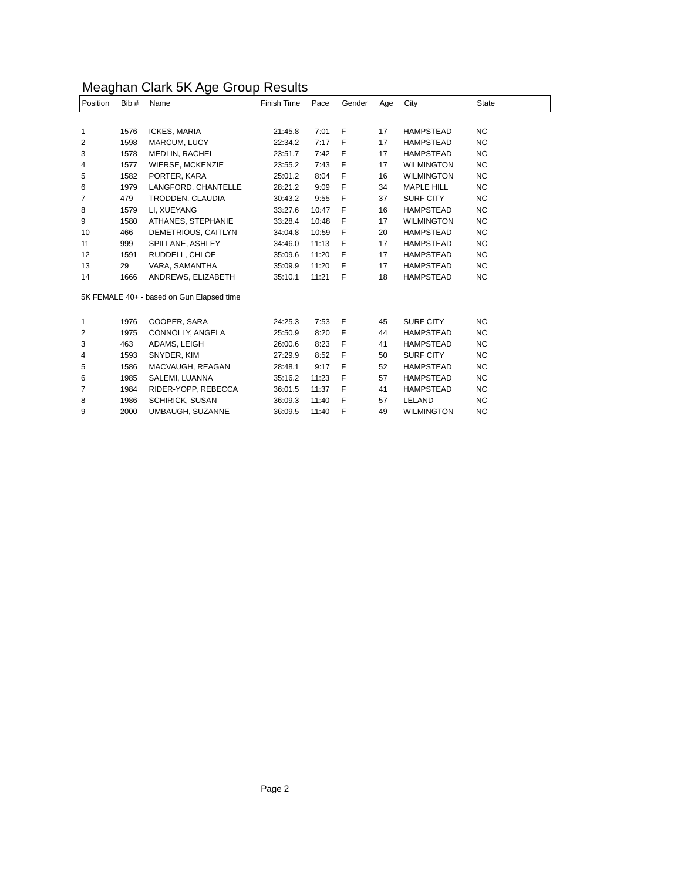# Meaghan Clark 5K Age Group Results

| Position | Bib # | Name | Finish Time | Pace | Gender | Age | City | State |
|---|---|---|---|---|---|---|---|---|
| 1 | 1576 | ICKES, MARIA | 21:45.8 | 7:01 | F | 17 | HAMPSTEAD | NC |
| 2 | 1598 | MARCUM, LUCY | 22:34.2 | 7:17 | F | 17 | HAMPSTEAD | NC |
| 3 | 1578 | MEDLIN, RACHEL | 23:51.7 | 7:42 | F | 17 | HAMPSTEAD | NC |
| 4 | 1577 | WIERSE, MCKENZIE | 23:55.2 | 7:43 | F | 17 | WILMINGTON | NC |
| 5 | 1582 | PORTER, KARA | 25:01.2 | 8:04 | F | 16 | WILMINGTON | NC |
| 6 | 1979 | LANGFORD, CHANTELLE | 28:21.2 | 9:09 | F | 34 | MAPLE HILL | NC |
| 7 | 479 | TRODDEN, CLAUDIA | 30:43.2 | 9:55 | F | 37 | SURF CITY | NC |
| 8 | 1579 | LI, XUEYANG | 33:27.6 | 10:47 | F | 16 | HAMPSTEAD | NC |
| 9 | 1580 | ATHANES, STEPHANIE | 33:28.4 | 10:48 | F | 17 | WILMINGTON | NC |
| 10 | 466 | DEMETRIOUS, CAITLYN | 34:04.8 | 10:59 | F | 20 | HAMPSTEAD | NC |
| 11 | 999 | SPILLANE, ASHLEY | 34:46.0 | 11:13 | F | 17 | HAMPSTEAD | NC |
| 12 | 1591 | RUDDELL, CHLOE | 35:09.6 | 11:20 | F | 17 | HAMPSTEAD | NC |
| 13 | 29 | VARA, SAMANTHA | 35:09.9 | 11:20 | F | 17 | HAMPSTEAD | NC |
| 14 | 1666 | ANDREWS, ELIZABETH | 35:10.1 | 11:21 | F | 18 | HAMPSTEAD | NC |

5K FEMALE 40+ - based on Gun Elapsed time

| Position | Bib # | Name | Finish Time | Pace | Gender | Age | City | State |
|---|---|---|---|---|---|---|---|---|
| 1 | 1976 | COOPER, SARA | 24:25.3 | 7:53 | F | 45 | SURF CITY | NC |
| 2 | 1975 | CONNOLLY, ANGELA | 25:50.9 | 8:20 | F | 44 | HAMPSTEAD | NC |
| 3 | 463 | ADAMS, LEIGH | 26:00.6 | 8:23 | F | 41 | HAMPSTEAD | NC |
| 4 | 1593 | SNYDER, KIM | 27:29.9 | 8:52 | F | 50 | SURF CITY | NC |
| 5 | 1586 | MACVAUGH, REAGAN | 28:48.1 | 9:17 | F | 52 | HAMPSTEAD | NC |
| 6 | 1985 | SALEMI, LUANNA | 35:16.2 | 11:23 | F | 57 | HAMPSTEAD | NC |
| 7 | 1984 | RIDER-YOPP, REBECCA | 36:01.5 | 11:37 | F | 41 | HAMPSTEAD | NC |
| 8 | 1986 | SCHIRICK, SUSAN | 36:09.3 | 11:40 | F | 57 | LELAND | NC |
| 9 | 2000 | UMBAUGH, SUZANNE | 36:09.5 | 11:40 | F | 49 | WILMINGTON | NC |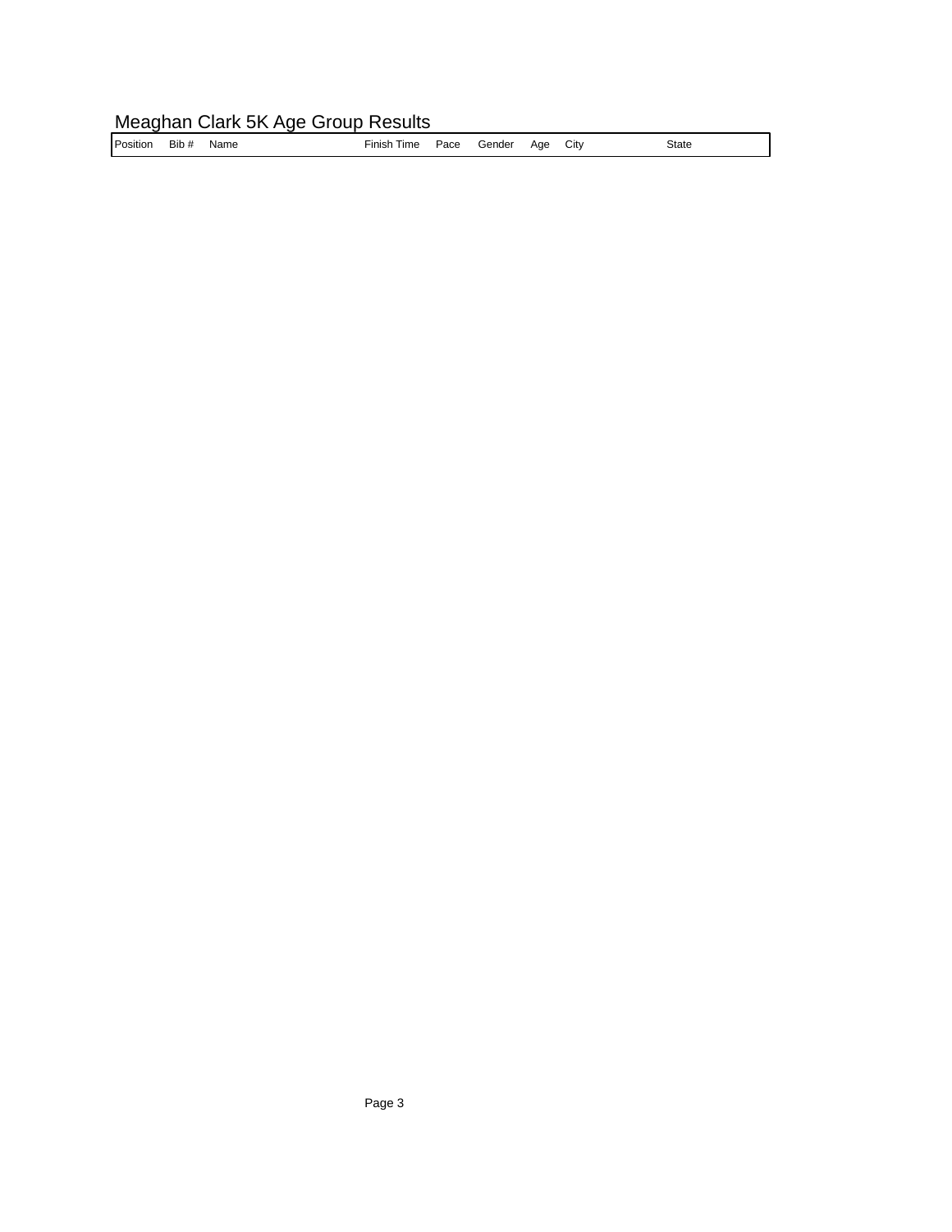# Meaghan Clark 5K Age Group Results

| Position | Bib # | Name | Finish Time | Pace | Gender | Age | City | State |
|---|---|---|---|---|---|---|---|---|